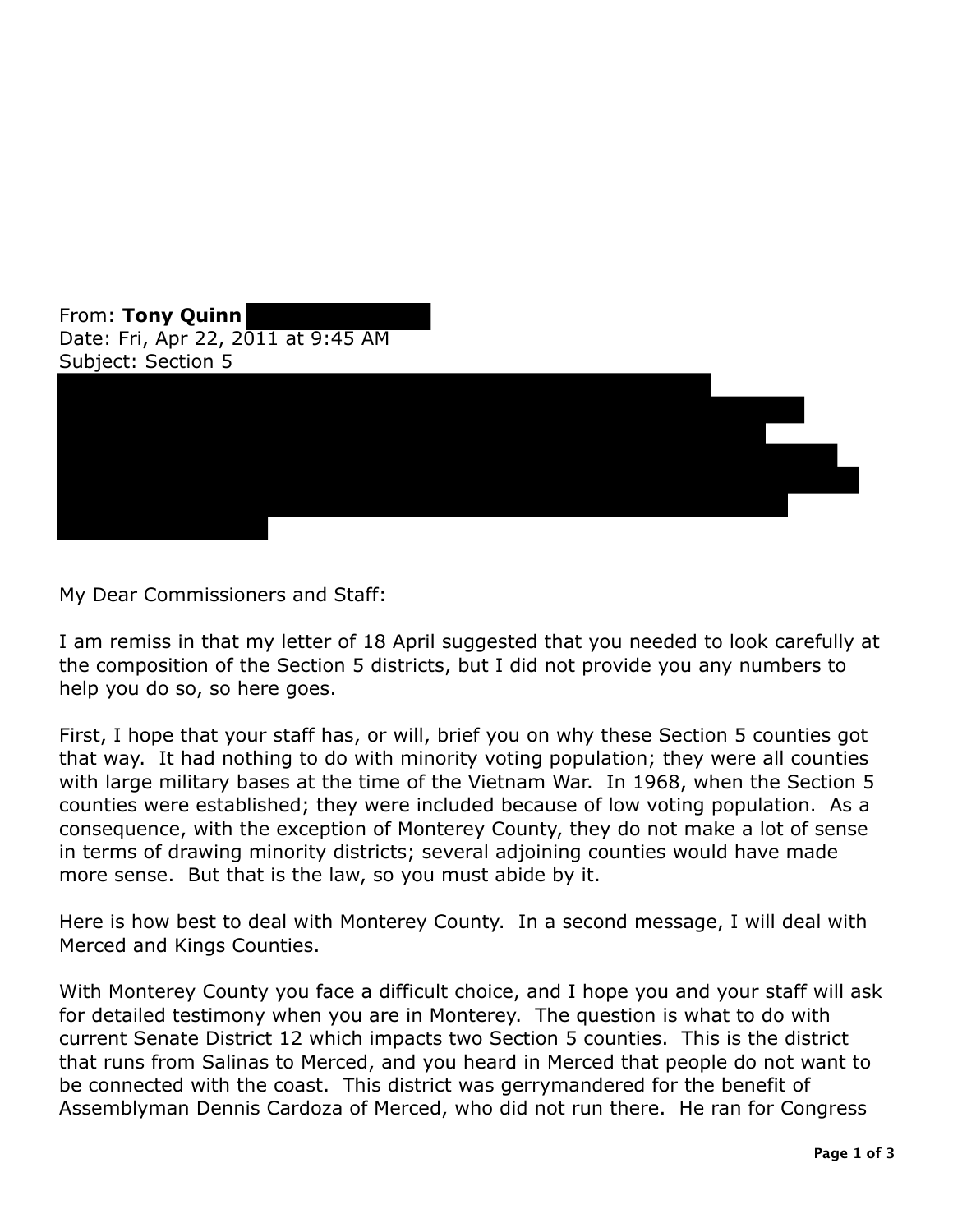From: **Tony Quinn**
Date: Fri, Apr 22, 2011 at 9:45 AM
Subject: Section 5

My Dear Commissioners and Staff:

I am remiss in that my letter of 18 April suggested that you needed to look carefully at the composition of the Section 5 districts, but I did not provide you any numbers to help you do so, so here goes.

First, I hope that your staff has, or will, brief you on why these Section 5 counties got that way. It had nothing to do with minority voting population; they were all counties with large military bases at the time of the Vietnam War. In 1968, when the Section 5 counties were established; they were included because of low voting population. As a consequence, with the exception of Monterey County, they do not make a lot of sense in terms of drawing minority districts; several adjoining counties would have made more sense. But that is the law, so you must abide by it.

Here is how best to deal with Monterey County. In a second message, I will deal with Merced and Kings Counties.

With Monterey County you face a difficult choice, and I hope you and your staff will ask for detailed testimony when you are in Monterey. The question is what to do with current Senate District 12 which impacts two Section 5 counties. This is the district that runs from Salinas to Merced, and you heard in Merced that people do not want to be connected with the coast. This district was gerrymandered for the benefit of Assemblyman Dennis Cardoza of Merced, who did not run there. He ran for Congress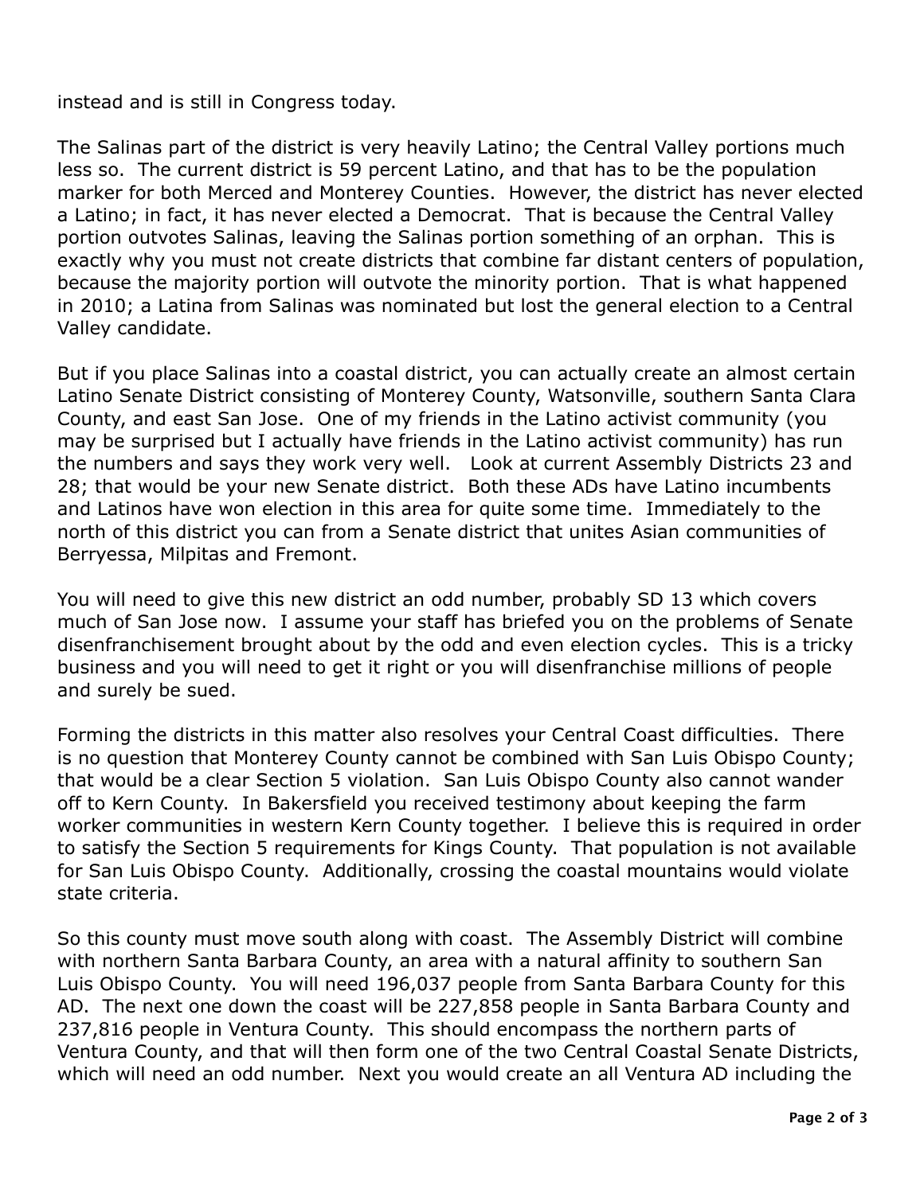instead and is still in Congress today.

The Salinas part of the district is very heavily Latino; the Central Valley portions much less so. The current district is 59 percent Latino, and that has to be the population marker for both Merced and Monterey Counties. However, the district has never elected a Latino; in fact, it has never elected a Democrat. That is because the Central Valley portion outvotes Salinas, leaving the Salinas portion something of an orphan. This is exactly why you must not create districts that combine far distant centers of population, because the majority portion will outvote the minority portion. That is what happened in 2010; a Latina from Salinas was nominated but lost the general election to a Central Valley candidate.

But if you place Salinas into a coastal district, you can actually create an almost certain Latino Senate District consisting of Monterey County, Watsonville, southern Santa Clara County, and east San Jose. One of my friends in the Latino activist community (you may be surprised but I actually have friends in the Latino activist community) has run the numbers and says they work very well. Look at current Assembly Districts 23 and 28; that would be your new Senate district. Both these ADs have Latino incumbents and Latinos have won election in this area for quite some time. Immediately to the north of this district you can from a Senate district that unites Asian communities of Berryessa, Milpitas and Fremont.

You will need to give this new district an odd number, probably SD 13 which covers much of San Jose now. I assume your staff has briefed you on the problems of Senate disenfranchisement brought about by the odd and even election cycles. This is a tricky business and you will need to get it right or you will disenfranchise millions of people and surely be sued.

Forming the districts in this matter also resolves your Central Coast difficulties. There is no question that Monterey County cannot be combined with San Luis Obispo County; that would be a clear Section 5 violation. San Luis Obispo County also cannot wander off to Kern County. In Bakersfield you received testimony about keeping the farm worker communities in western Kern County together. I believe this is required in order to satisfy the Section 5 requirements for Kings County. That population is not available for San Luis Obispo County. Additionally, crossing the coastal mountains would violate state criteria.

So this county must move south along with coast. The Assembly District will combine with northern Santa Barbara County, an area with a natural affinity to southern San Luis Obispo County. You will need 196,037 people from Santa Barbara County for this AD. The next one down the coast will be 227,858 people in Santa Barbara County and 237,816 people in Ventura County. This should encompass the northern parts of Ventura County, and that will then form one of the two Central Coastal Senate Districts, which will need an odd number. Next you would create an all Ventura AD including the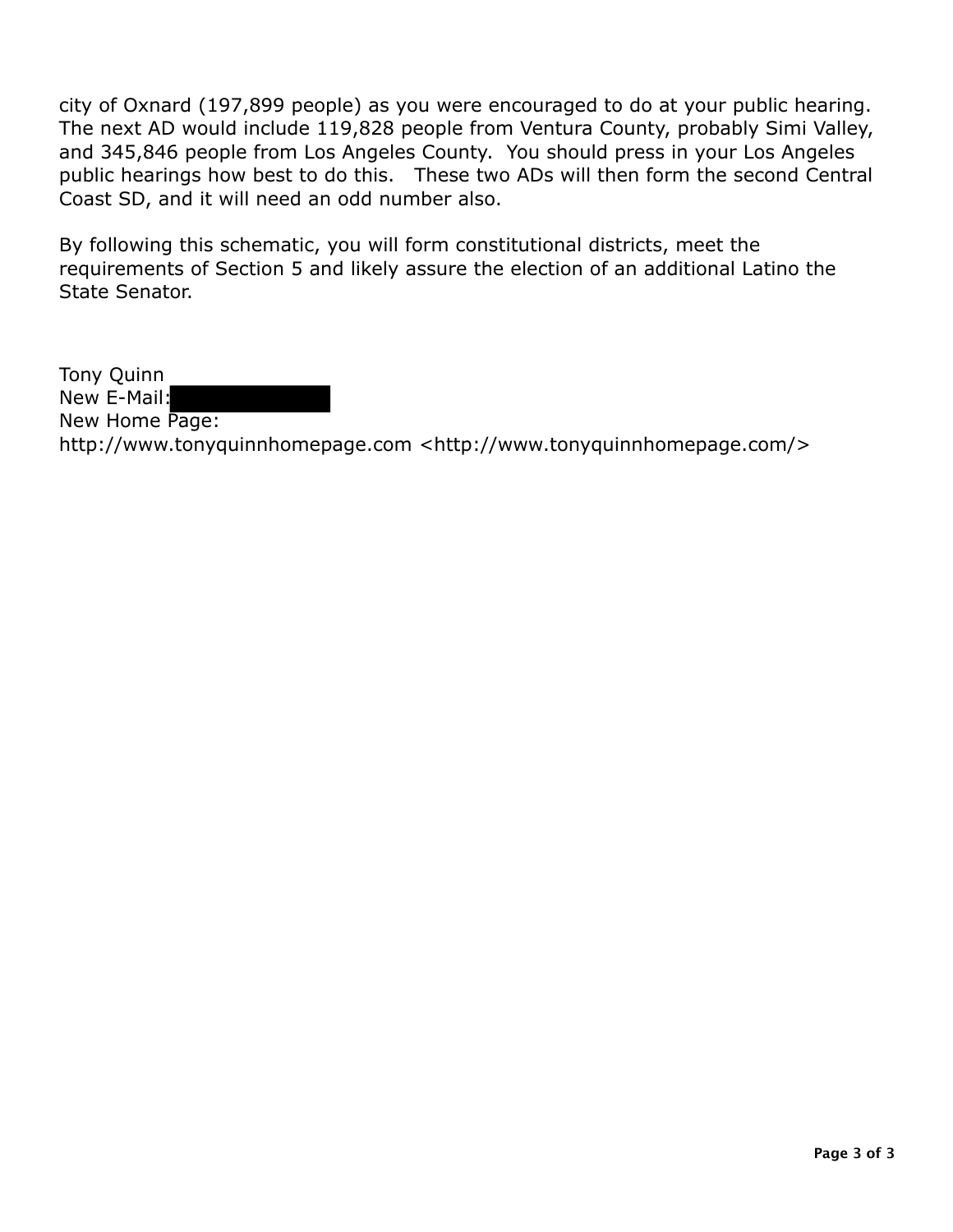city of Oxnard (197,899 people) as you were encouraged to do at your public hearing. The next AD would include 119,828 people from Ventura County, probably Simi Valley, and 345,846 people from Los Angeles County. You should press in your Los Angeles public hearings how best to do this. These two ADs will then form the second Central Coast SD, and it will need an odd number also.

By following this schematic, you will form constitutional districts, meet the requirements of Section 5 and likely assure the election of an additional Latino the State Senator.

Tony Quinn
New E-Mail:
New Home Page:
http://www.tonyquinnhomepage.com <http://www.tonyquinnhomepage.com/>